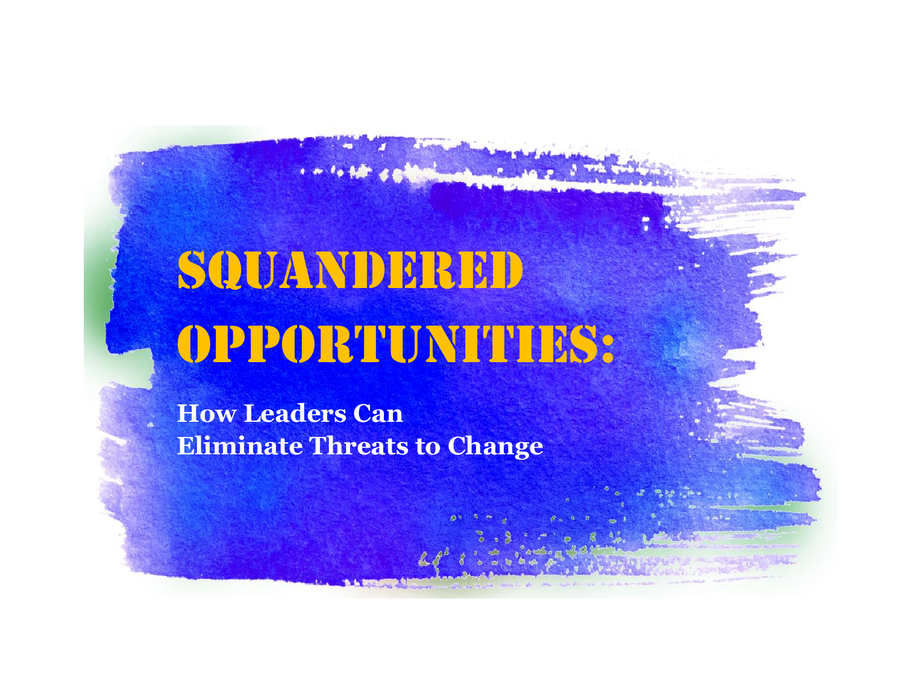# SQUANDERED OPPORTUNITIES:

**How Leaders Can Eliminate Threats to Change**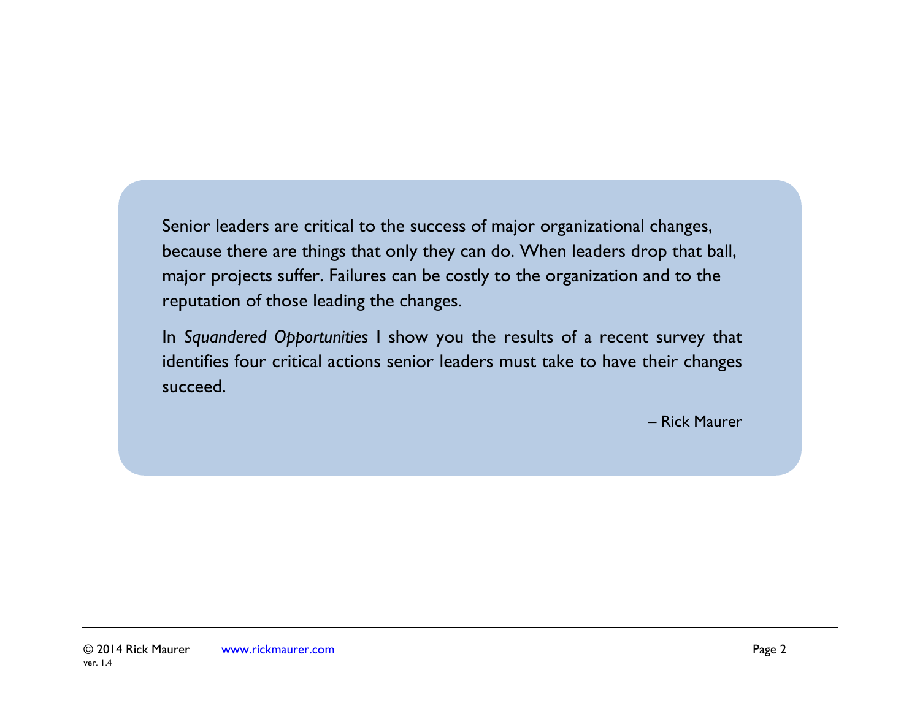Senior leaders are critical to the success of major organizational changes, because there are things that only they can do. When leaders drop that ball, major projects suffer. Failures can be costly to the organization and to the reputation of those leading the changes.

In *Squandered Opportunities* I show you the results of a recent survey that identifies four critical actions senior leaders must take to have their changes succeed.

– Rick Maurer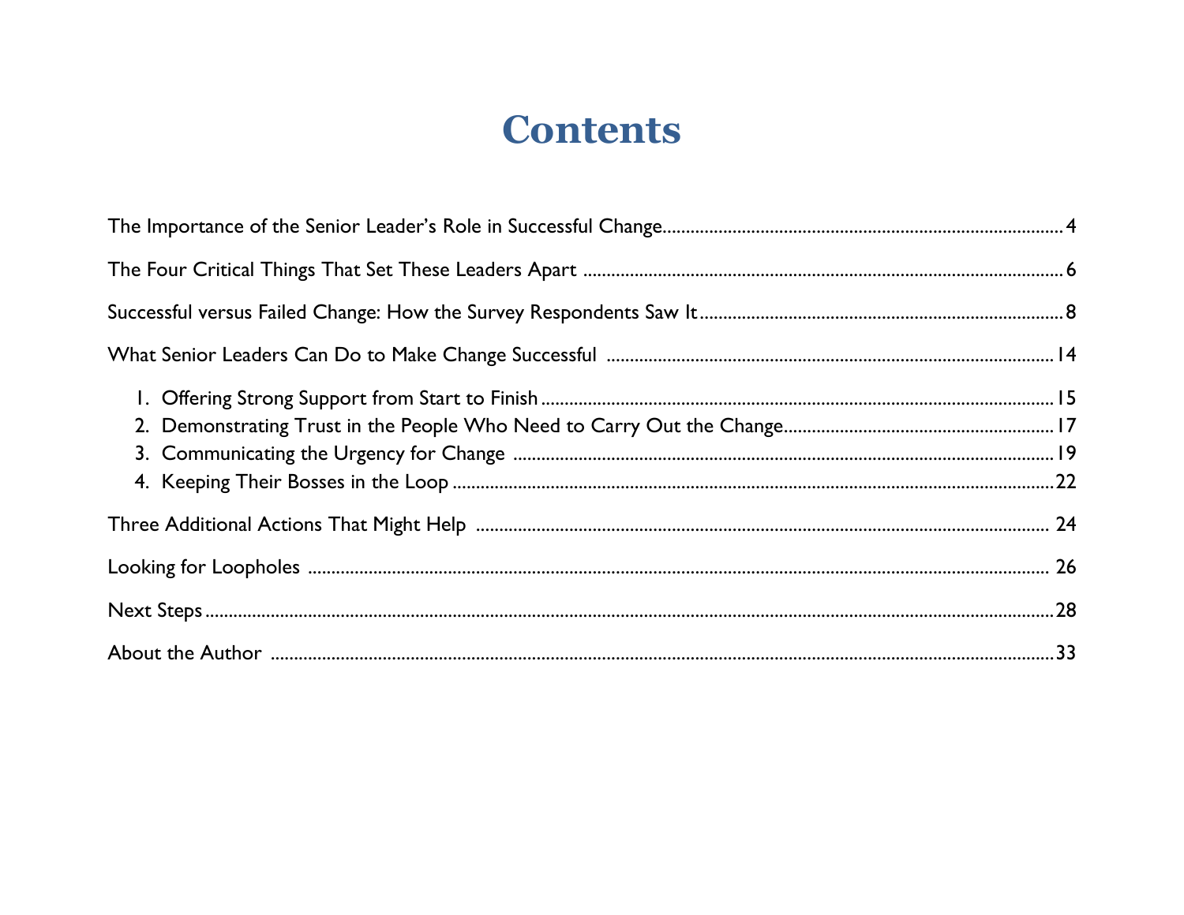# Contents

The Importance of the Senior Leader's Role in Successful Change .......... 4

The Four Critical Things That Set These Leaders Apart .......... 6

Successful versus Failed Change: How the Survey Respondents Saw It .......... 8

What Senior Leaders Can Do to Make Change Successful .......... 14

1. Offering Strong Support from Start to Finish .......... 15
2. Demonstrating Trust in the People Who Need to Carry Out the Change .......... 17
3. Communicating the Urgency for Change .......... 19
4. Keeping Their Bosses in the Loop .......... 22

Three Additional Actions That Might Help .......... 24

Looking for Loopholes .......... 26

Next Steps .......... 28

About the Author .......... 33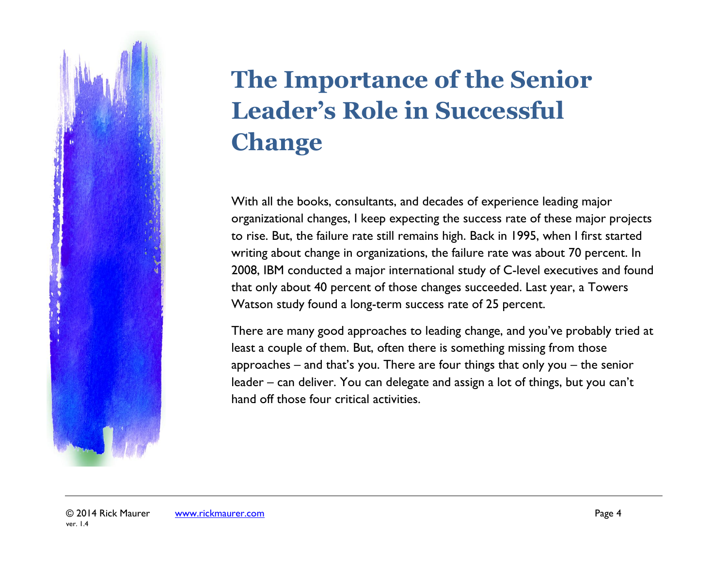# The Importance of the Senior Leader's Role in Successful Change

With all the books, consultants, and decades of experience leading major organizational changes, I keep expecting the success rate of these major projects to rise. But, the failure rate still remains high. Back in 1995, when I first started writing about change in organizations, the failure rate was about 70 percent. In 2008, IBM conducted a major international study of C-level executives and found that only about 40 percent of those changes succeeded. Last year, a Towers Watson study found a long-term success rate of 25 percent.

There are many good approaches to leading change, and you've probably tried at least a couple of them. But, often there is something missing from those approaches – and that's you. There are four things that only you – the senior leader – can deliver. You can delegate and assign a lot of things, but you can't hand off those four critical activities.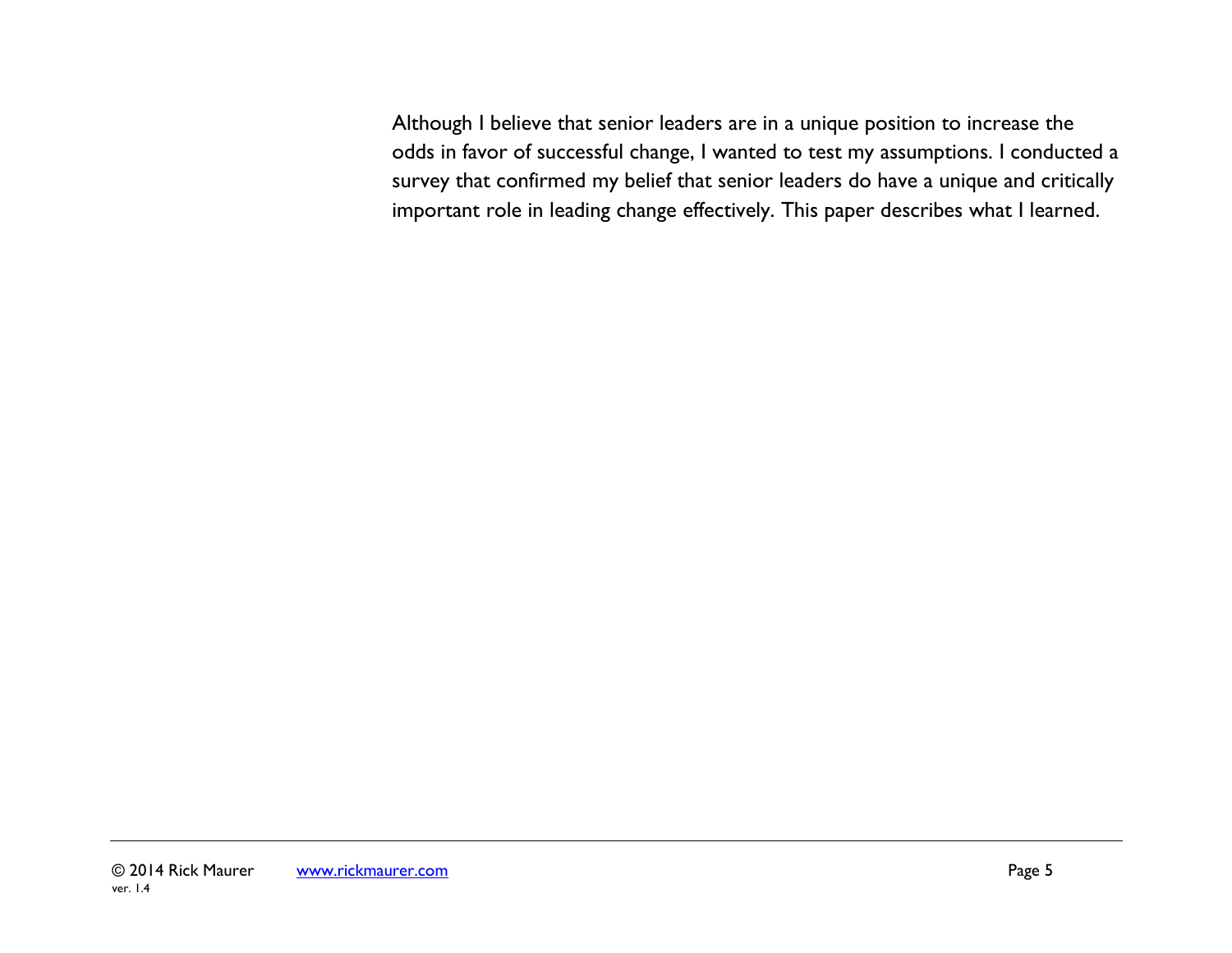Although I believe that senior leaders are in a unique position to increase the odds in favor of successful change, I wanted to test my assumptions. I conducted a survey that confirmed my belief that senior leaders do have a unique and critically important role in leading change effectively. This paper describes what I learned.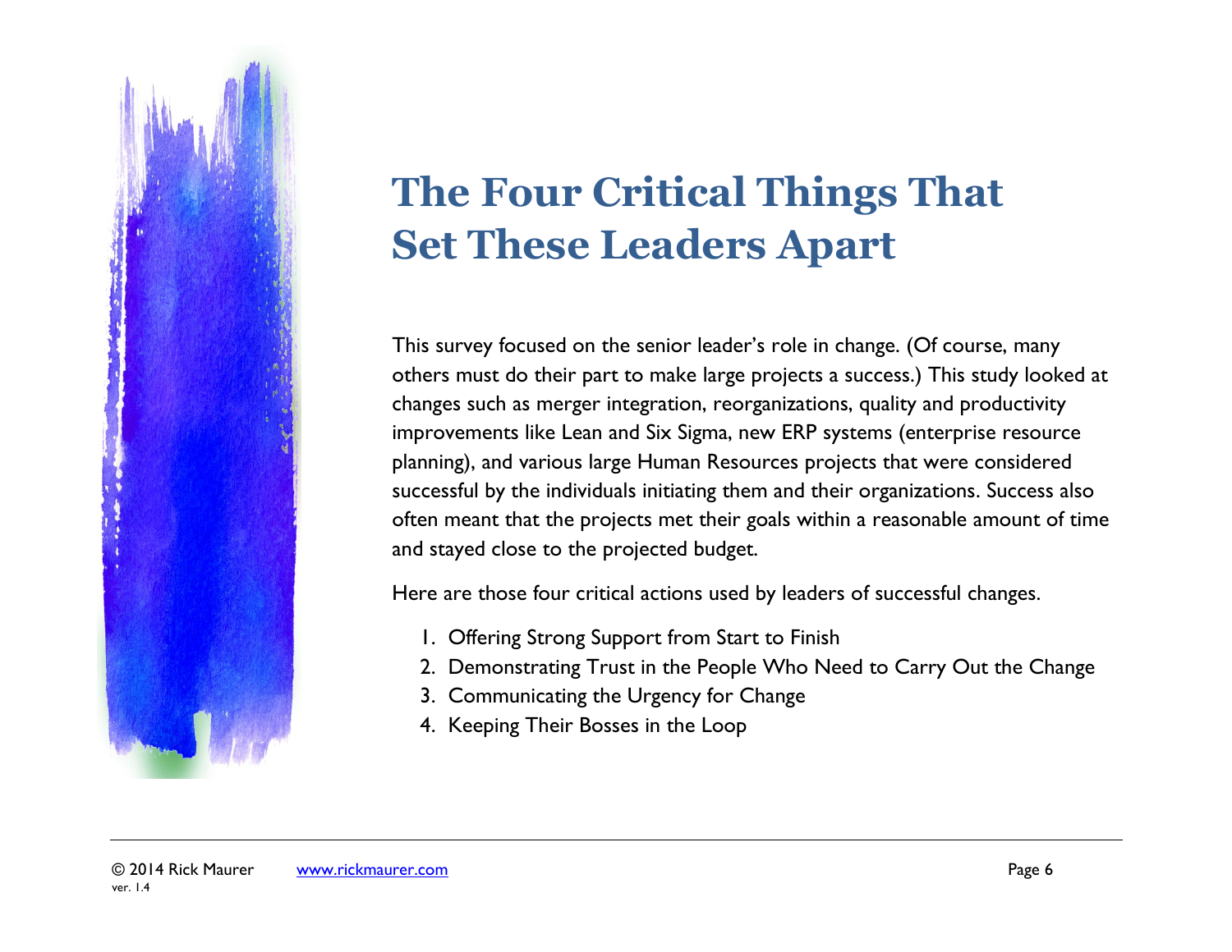# The Four Critical Things That Set These Leaders Apart

This survey focused on the senior leader's role in change. (Of course, many others must do their part to make large projects a success.) This study looked at changes such as merger integration, reorganizations, quality and productivity improvements like Lean and Six Sigma, new ERP systems (enterprise resource planning), and various large Human Resources projects that were considered successful by the individuals initiating them and their organizations. Success also often meant that the projects met their goals within a reasonable amount of time and stayed close to the projected budget.

Here are those four critical actions used by leaders of successful changes.

1. Offering Strong Support from Start to Finish
2. Demonstrating Trust in the People Who Need to Carry Out the Change
3. Communicating the Urgency for Change
4. Keeping Their Bosses in the Loop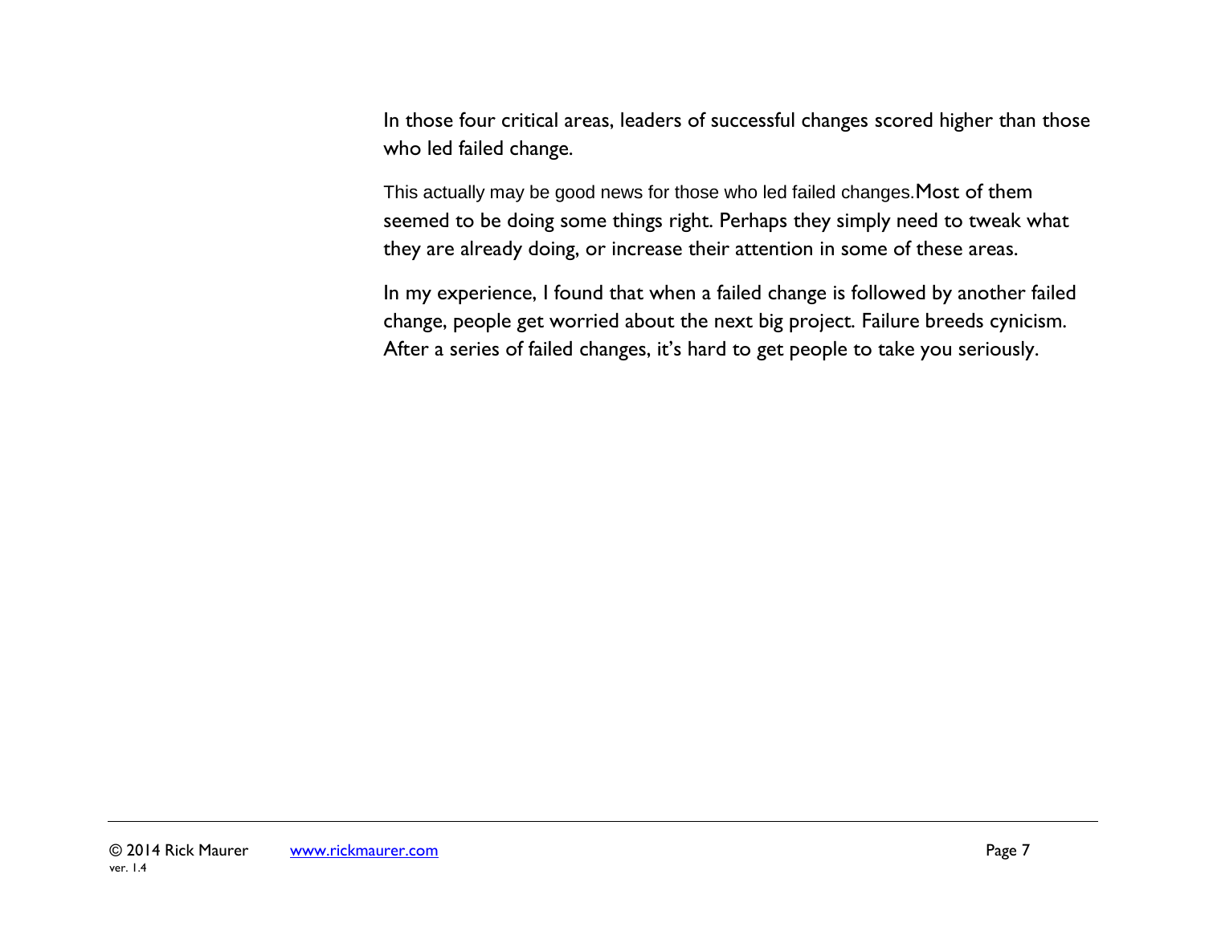In those four critical areas, leaders of successful changes scored higher than those who led failed change.

This actually may be good news for those who led failed changes. Most of them seemed to be doing some things right. Perhaps they simply need to tweak what they are already doing, or increase their attention in some of these areas.

In my experience, I found that when a failed change is followed by another failed change, people get worried about the next big project. Failure breeds cynicism. After a series of failed changes, it's hard to get people to take you seriously.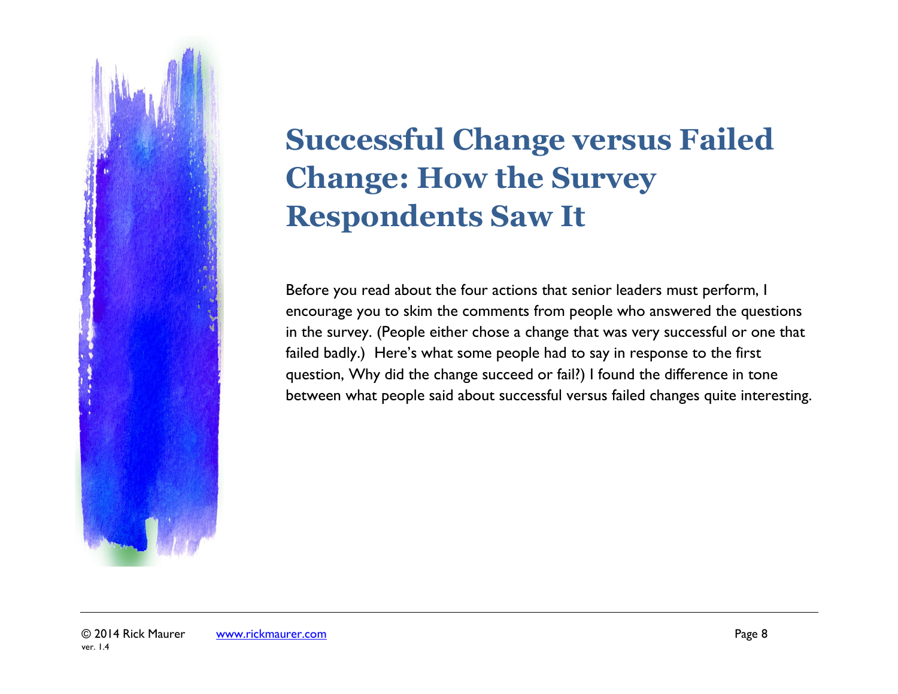# Successful Change versus Failed Change: How the Survey Respondents Saw It

Before you read about the four actions that senior leaders must perform, I encourage you to skim the comments from people who answered the questions in the survey. (People either chose a change that was very successful or one that failed badly.) Here's what some people had to say in response to the first question, Why did the change succeed or fail?) I found the difference in tone between what people said about successful versus failed changes quite interesting.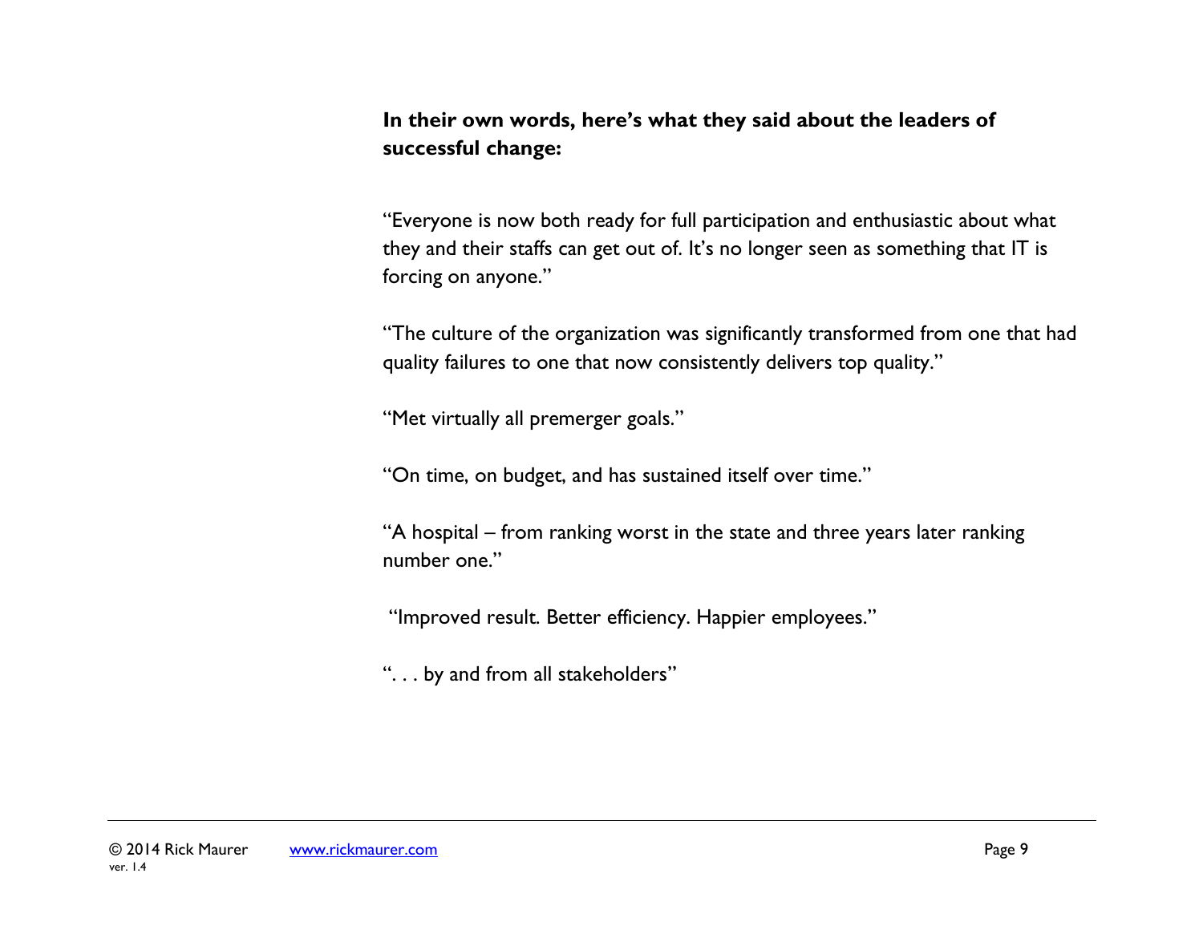**In their own words, here's what they said about the leaders of successful change:**

"Everyone is now both ready for full participation and enthusiastic about what they and their staffs can get out of. It's no longer seen as something that IT is forcing on anyone."

"The culture of the organization was significantly transformed from one that had quality failures to one that now consistently delivers top quality."

"Met virtually all premerger goals."

"On time, on budget, and has sustained itself over time."

"A hospital – from ranking worst in the state and three years later ranking number one."

"Improved result. Better efficiency. Happier employees."

". . . by and from all stakeholders"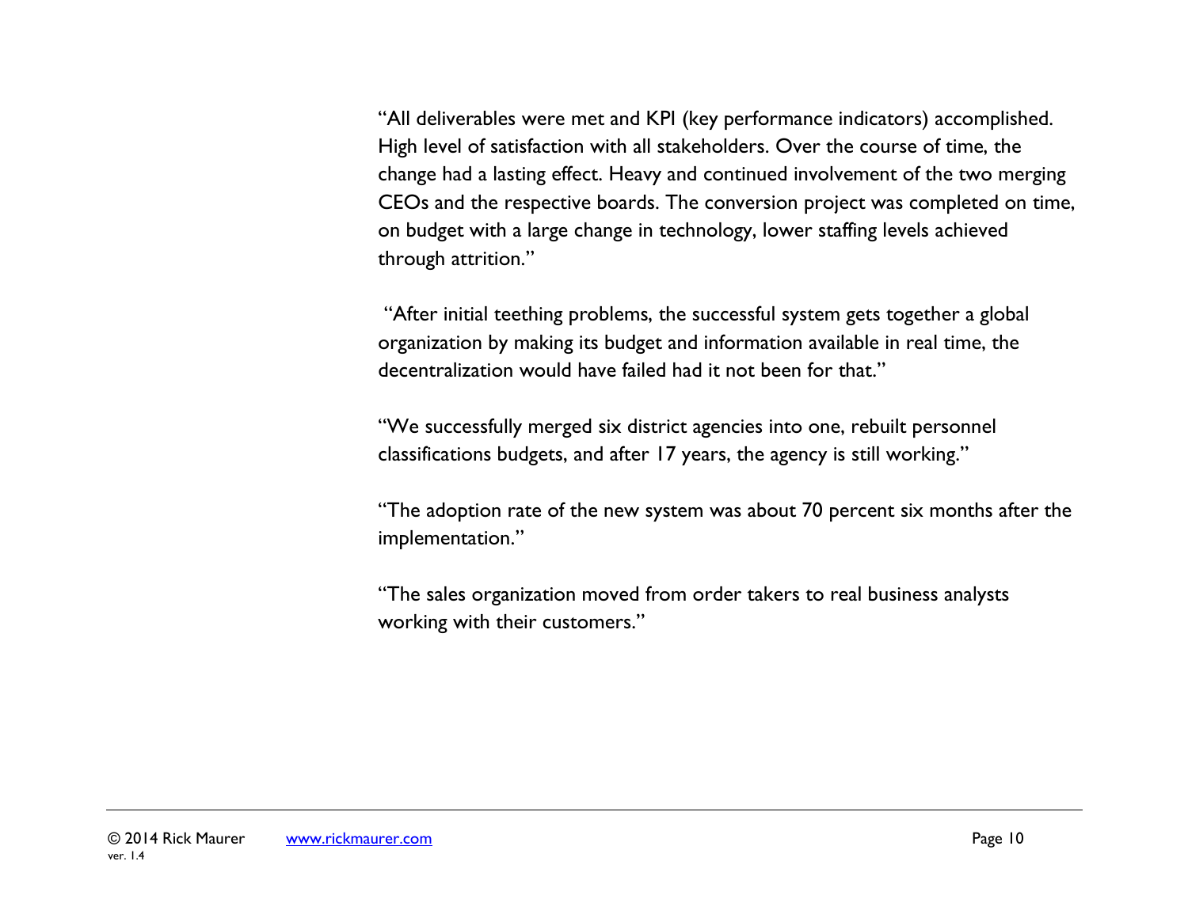"All deliverables were met and KPI (key performance indicators) accomplished. High level of satisfaction with all stakeholders. Over the course of time, the change had a lasting effect. Heavy and continued involvement of the two merging CEOs and the respective boards. The conversion project was completed on time, on budget with a large change in technology, lower staffing levels achieved through attrition."

"After initial teething problems, the successful system gets together a global organization by making its budget and information available in real time, the decentralization would have failed had it not been for that."

"We successfully merged six district agencies into one, rebuilt personnel classifications budgets, and after 17 years, the agency is still working."

"The adoption rate of the new system was about 70 percent six months after the implementation."

"The sales organization moved from order takers to real business analysts working with their customers."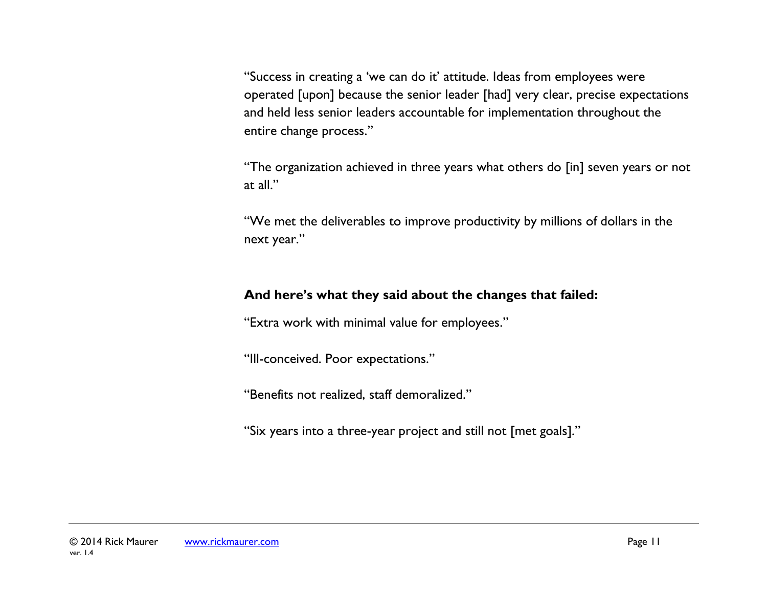"Success in creating a 'we can do it' attitude. Ideas from employees were operated [upon] because the senior leader [had] very clear, precise expectations and held less senior leaders accountable for implementation throughout the entire change process."

"The organization achieved in three years what others do [in] seven years or not at all."

"We met the deliverables to improve productivity by millions of dollars in the next year."

**And here's what they said about the changes that failed:**

"Extra work with minimal value for employees."

"Ill-conceived. Poor expectations."

"Benefits not realized, staff demoralized."

"Six years into a three-year project and still not [met goals]."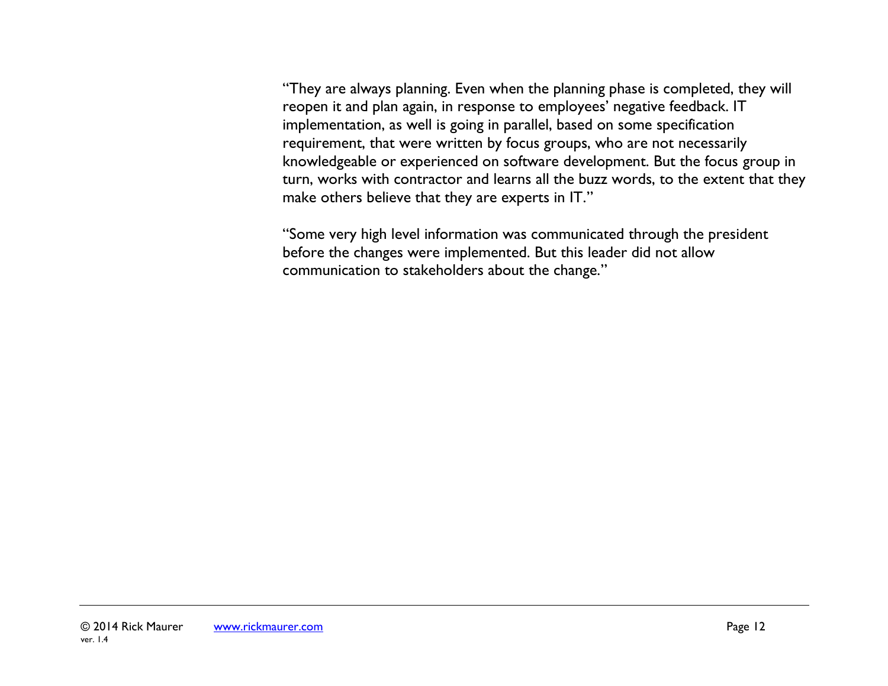"They are always planning. Even when the planning phase is completed, they will reopen it and plan again, in response to employees' negative feedback. IT implementation, as well is going in parallel, based on some specification requirement, that were written by focus groups, who are not necessarily knowledgeable or experienced on software development. But the focus group in turn, works with contractor and learns all the buzz words, to the extent that they make others believe that they are experts in IT."

"Some very high level information was communicated through the president before the changes were implemented. But this leader did not allow communication to stakeholders about the change."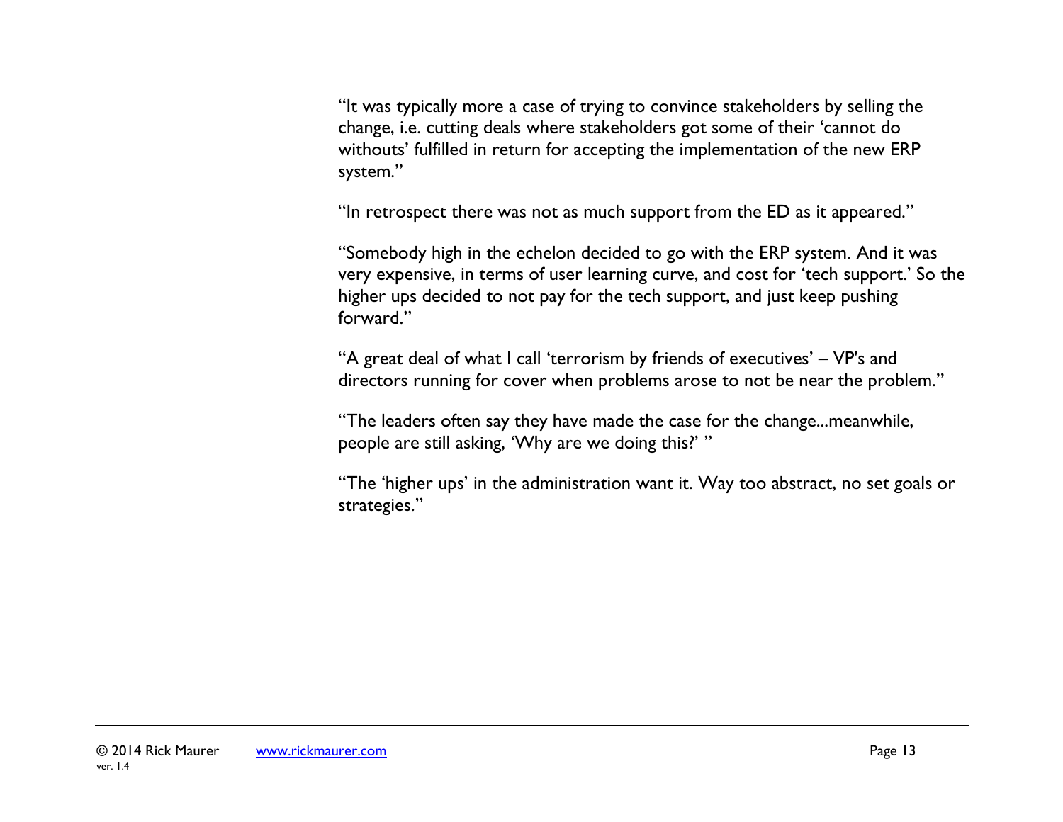"It was typically more a case of trying to convince stakeholders by selling the change, i.e. cutting deals where stakeholders got some of their 'cannot do withouts' fulfilled in return for accepting the implementation of the new ERP system."

"In retrospect there was not as much support from the ED as it appeared."

"Somebody high in the echelon decided to go with the ERP system. And it was very expensive, in terms of user learning curve, and cost for 'tech support.' So the higher ups decided to not pay for the tech support, and just keep pushing forward."

"A great deal of what I call 'terrorism by friends of executives' – VP's and directors running for cover when problems arose to not be near the problem."

"The leaders often say they have made the case for the change...meanwhile, people are still asking, 'Why are we doing this?' "

"The 'higher ups' in the administration want it. Way too abstract, no set goals or strategies."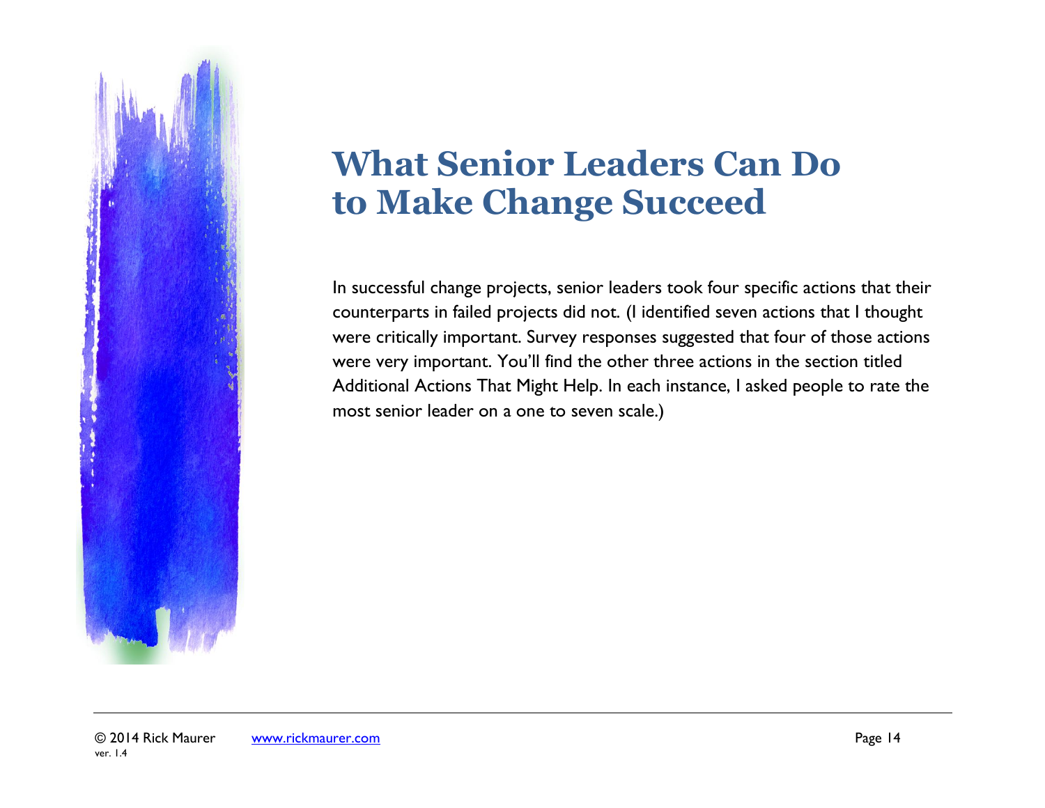# What Senior Leaders Can Do to Make Change Succeed

In successful change projects, senior leaders took four specific actions that their counterparts in failed projects did not. (I identified seven actions that I thought were critically important. Survey responses suggested that four of those actions were very important. You'll find the other three actions in the section titled Additional Actions That Might Help. In each instance, I asked people to rate the most senior leader on a one to seven scale.)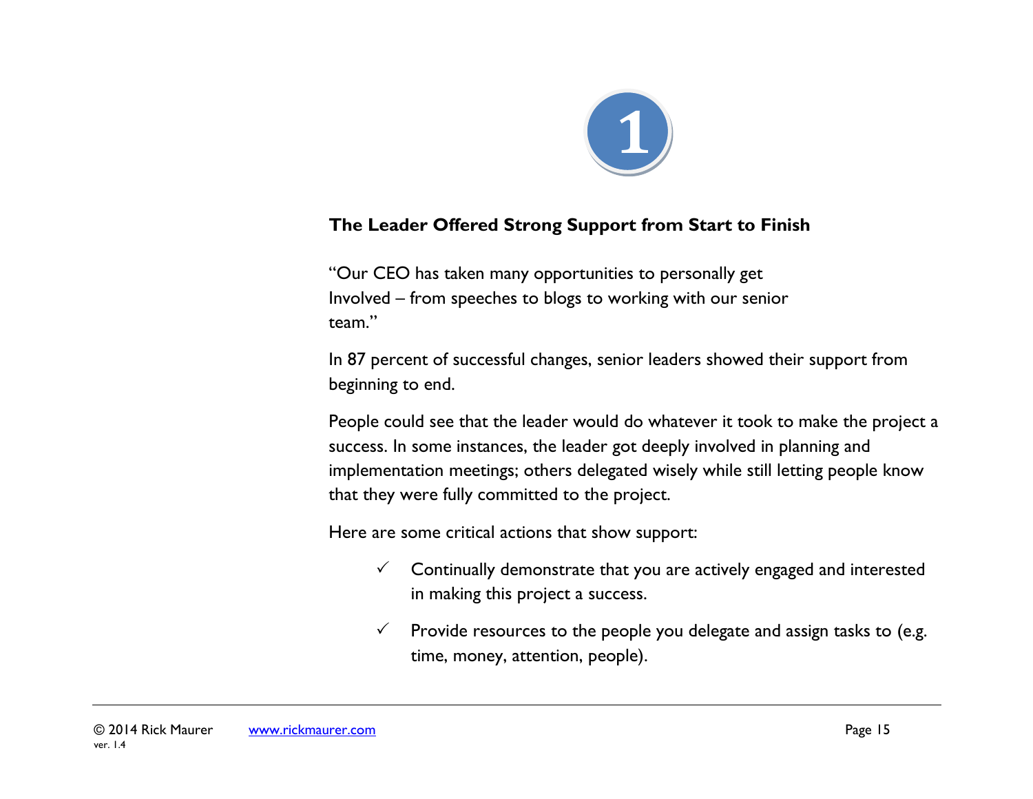1

## The Leader Offered Strong Support from Start to Finish

"Our CEO has taken many opportunities to personally get Involved – from speeches to blogs to working with our senior team."

In 87 percent of successful changes, senior leaders showed their support from beginning to end.

People could see that the leader would do whatever it took to make the project a success. In some instances, the leader got deeply involved in planning and implementation meetings; others delegated wisely while still letting people know that they were fully committed to the project.

Here are some critical actions that show support:

- ✓ Continually demonstrate that you are actively engaged and interested in making this project a success.
- ✓ Provide resources to the people you delegate and assign tasks to (e.g. time, money, attention, people).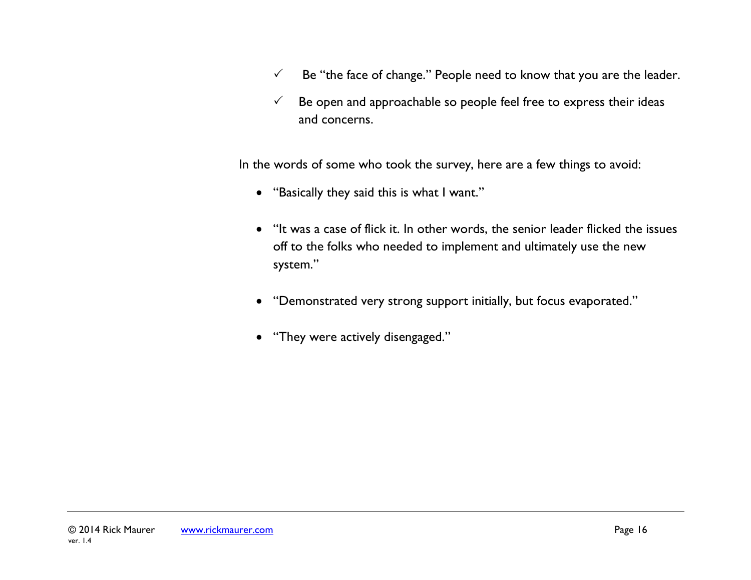- ✓ Be "the face of change." People need to know that you are the leader.
- ✓ Be open and approachable so people feel free to express their ideas and concerns.

In the words of some who took the survey, here are a few things to avoid:

- "Basically they said this is what I want."
- "It was a case of flick it. In other words, the senior leader flicked the issues off to the folks who needed to implement and ultimately use the new system."
- "Demonstrated very strong support initially, but focus evaporated."
- "They were actively disengaged."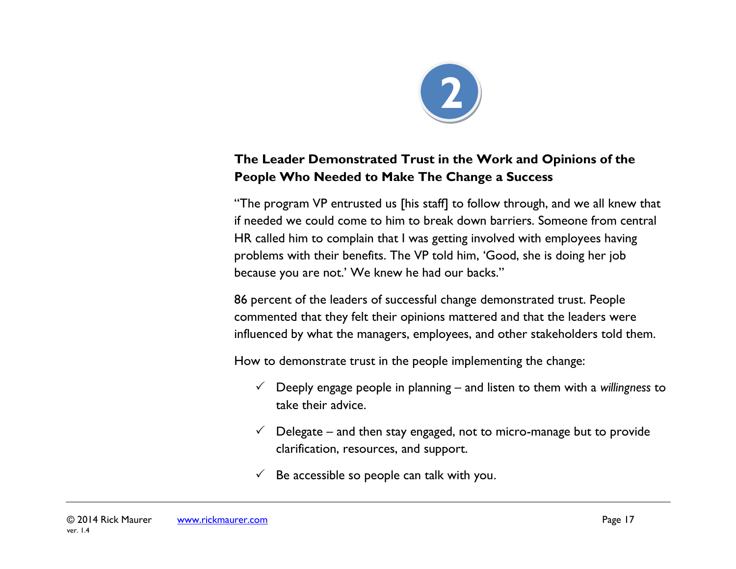2

## The Leader Demonstrated Trust in the Work and Opinions of the People Who Needed to Make The Change a Success

"The program VP entrusted us [his staff] to follow through, and we all knew that if needed we could come to him to break down barriers. Someone from central HR called him to complain that I was getting involved with employees having problems with their benefits. The VP told him, 'Good, she is doing her job because you are not.' We knew he had our backs."

86 percent of the leaders of successful change demonstrated trust. People commented that they felt their opinions mattered and that the leaders were influenced by what the managers, employees, and other stakeholders told them.

How to demonstrate trust in the people implementing the change:

- ✓ Deeply engage people in planning – and listen to them with a *willingness* to take their advice.
- ✓ Delegate – and then stay engaged, not to micro-manage but to provide clarification, resources, and support.
- ✓ Be accessible so people can talk with you.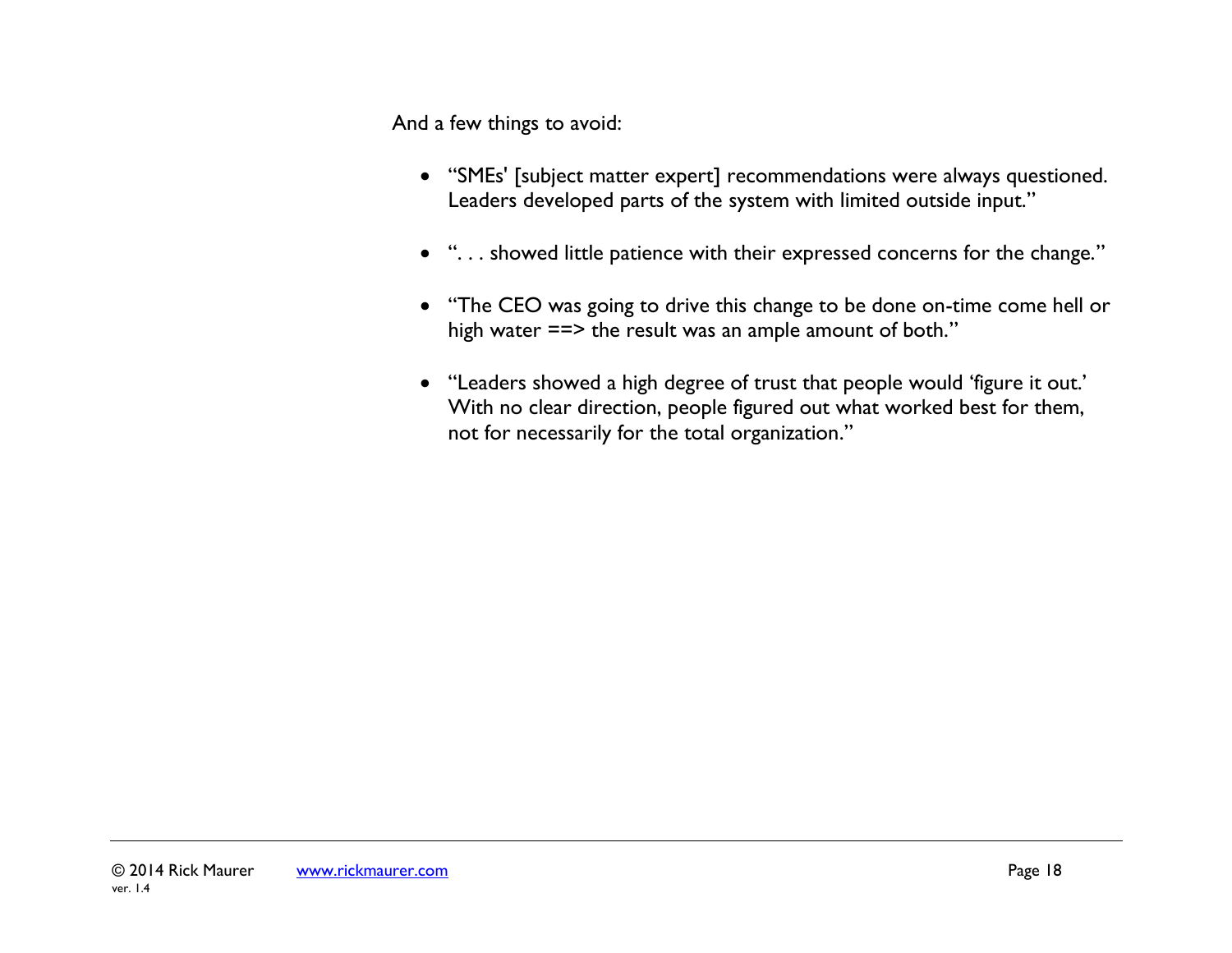And a few things to avoid:

- “SMEs' [subject matter expert] recommendations were always questioned. Leaders developed parts of the system with limited outside input.”

- “. . . showed little patience with their expressed concerns for the change.”

- “The CEO was going to drive this change to be done on-time come hell or high water ==> the result was an ample amount of both.”

- “Leaders showed a high degree of trust that people would ‘figure it out.’ With no clear direction, people figured out what worked best for them, not for necessarily for the total organization.”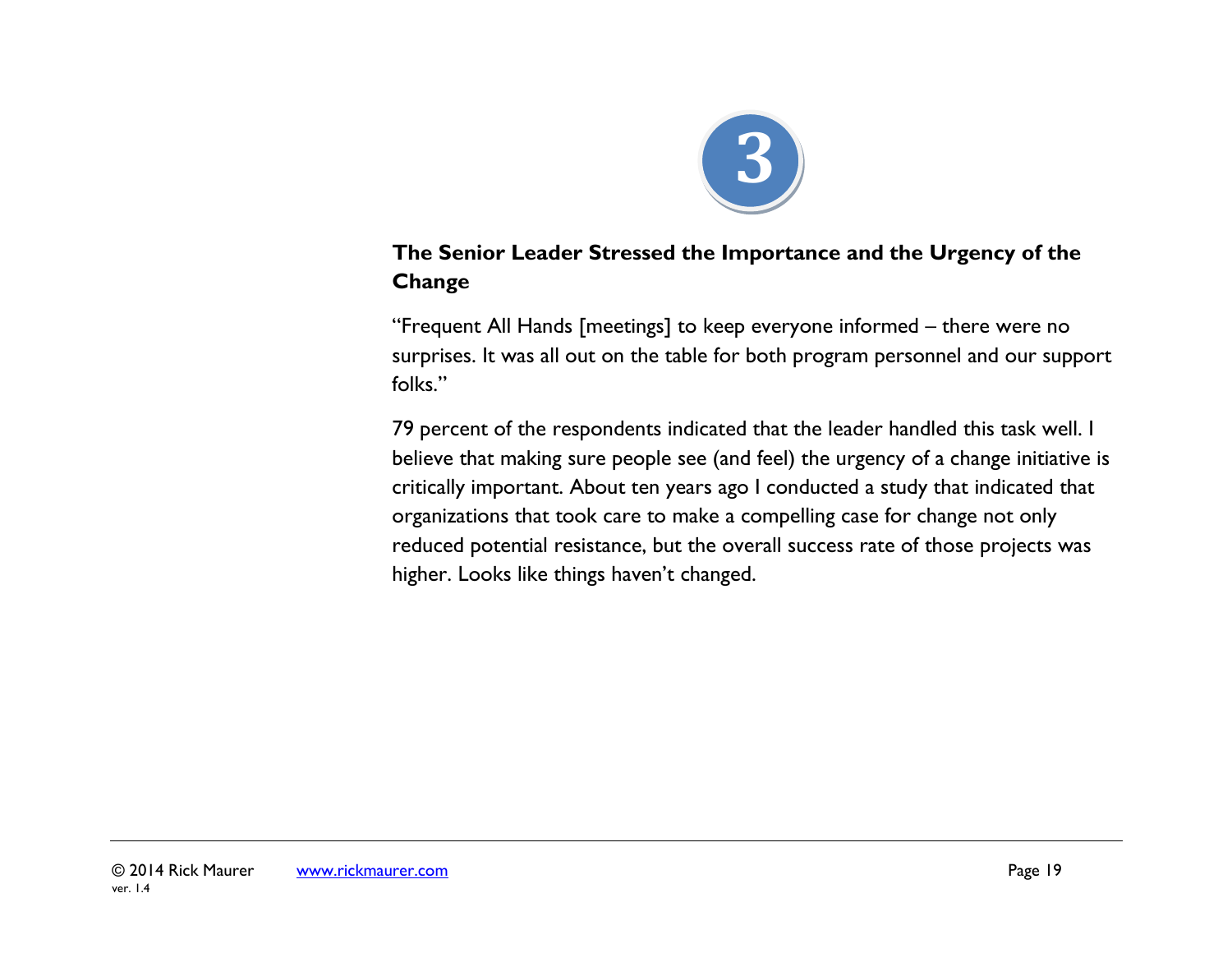3

## The Senior Leader Stressed the Importance and the Urgency of the Change

"Frequent All Hands [meetings] to keep everyone informed – there were no surprises. It was all out on the table for both program personnel and our support folks."

79 percent of the respondents indicated that the leader handled this task well. I believe that making sure people see (and feel) the urgency of a change initiative is critically important. About ten years ago I conducted a study that indicated that organizations that took care to make a compelling case for change not only reduced potential resistance, but the overall success rate of those projects was higher. Looks like things haven't changed.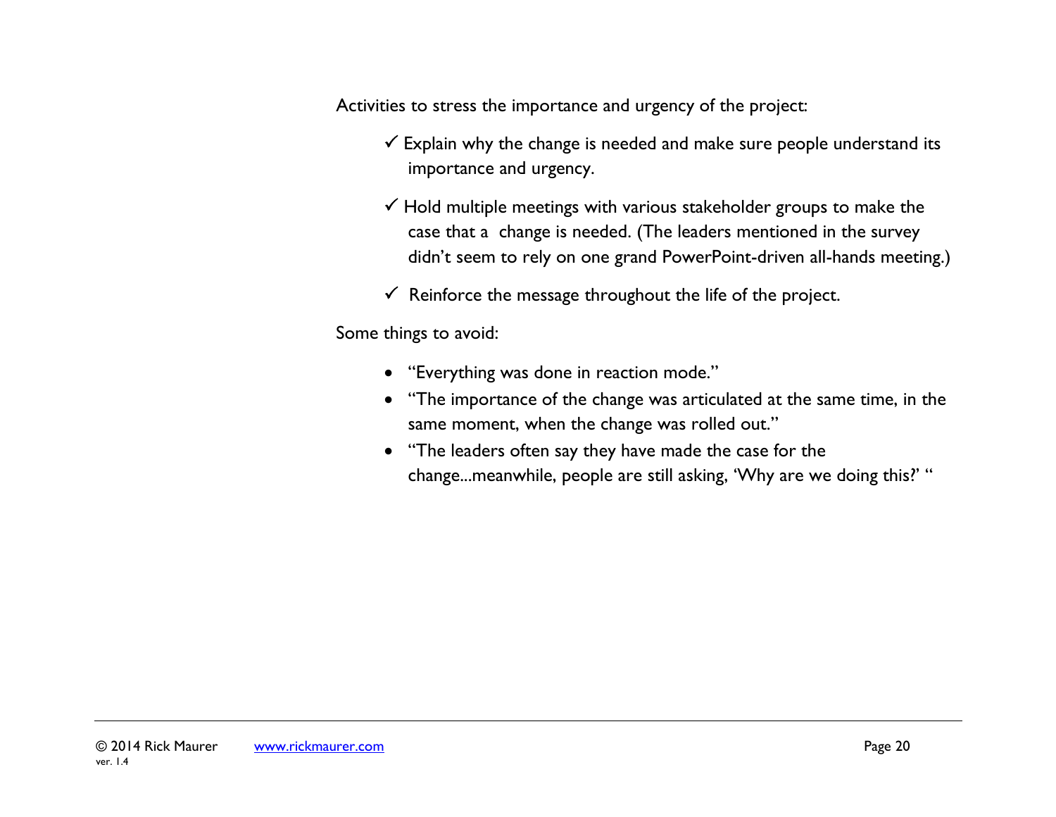Activities to stress the importance and urgency of the project:

- ✓ Explain why the change is needed and make sure people understand its importance and urgency.
- ✓ Hold multiple meetings with various stakeholder groups to make the case that a change is needed. (The leaders mentioned in the survey didn't seem to rely on one grand PowerPoint-driven all-hands meeting.)
- ✓ Reinforce the message throughout the life of the project.

Some things to avoid:

- "Everything was done in reaction mode."
- "The importance of the change was articulated at the same time, in the same moment, when the change was rolled out."
- "The leaders often say they have made the case for the change...meanwhile, people are still asking, 'Why are we doing this?' "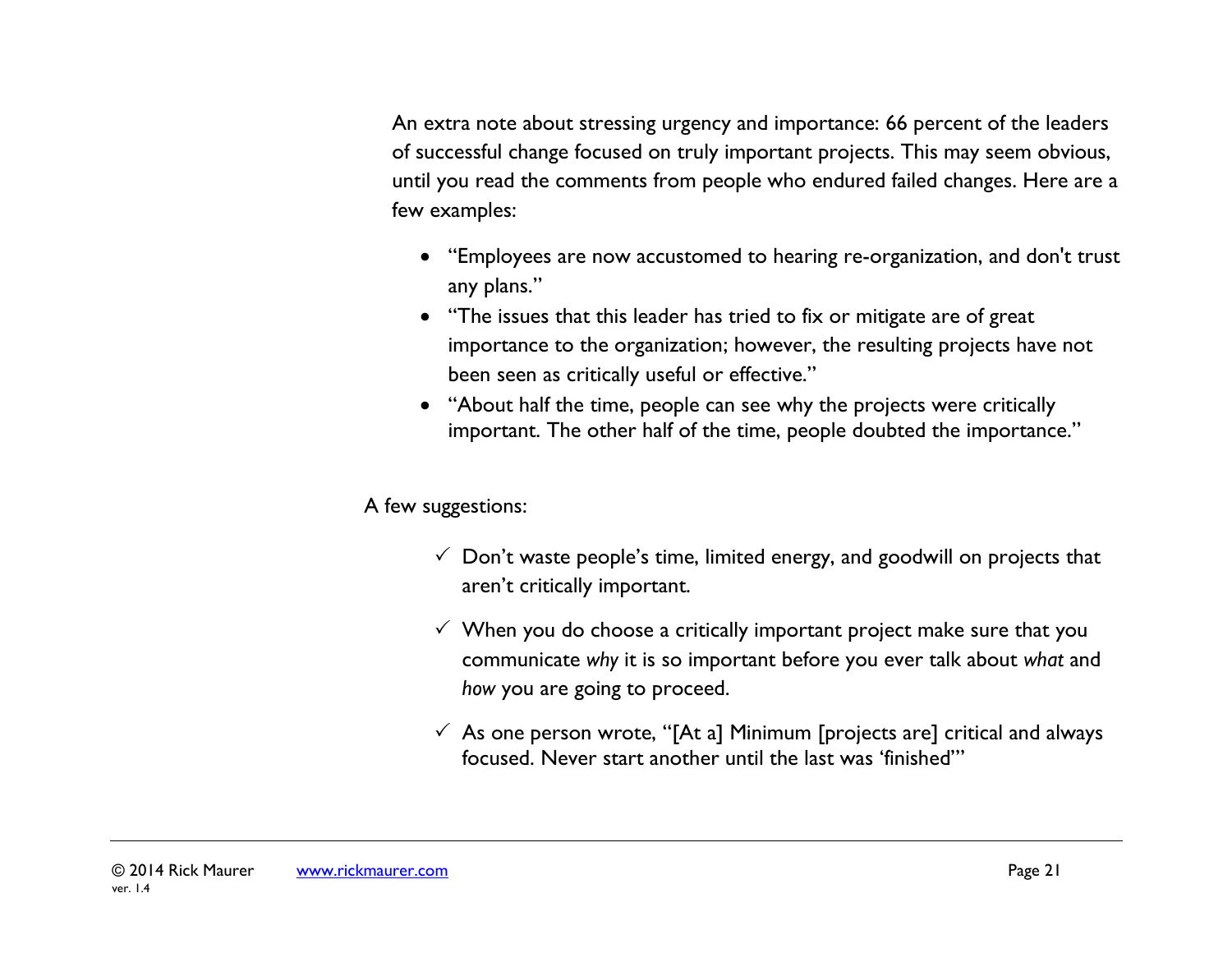An extra note about stressing urgency and importance: 66 percent of the leaders of successful change focused on truly important projects. This may seem obvious, until you read the comments from people who endured failed changes. Here are a few examples:

- "Employees are now accustomed to hearing re-organization, and don't trust any plans."
- "The issues that this leader has tried to fix or mitigate are of great importance to the organization; however, the resulting projects have not been seen as critically useful or effective."
- "About half the time, people can see why the projects were critically important. The other half of the time, people doubted the importance."

A few suggestions:

- ✓ Don't waste people's time, limited energy, and goodwill on projects that aren't critically important.
- ✓ When you do choose a critically important project make sure that you communicate *why* it is so important before you ever talk about *what* and *how* you are going to proceed.
- ✓ As one person wrote, "[At a] Minimum [projects are] critical and always focused. Never start another until the last was 'finished'"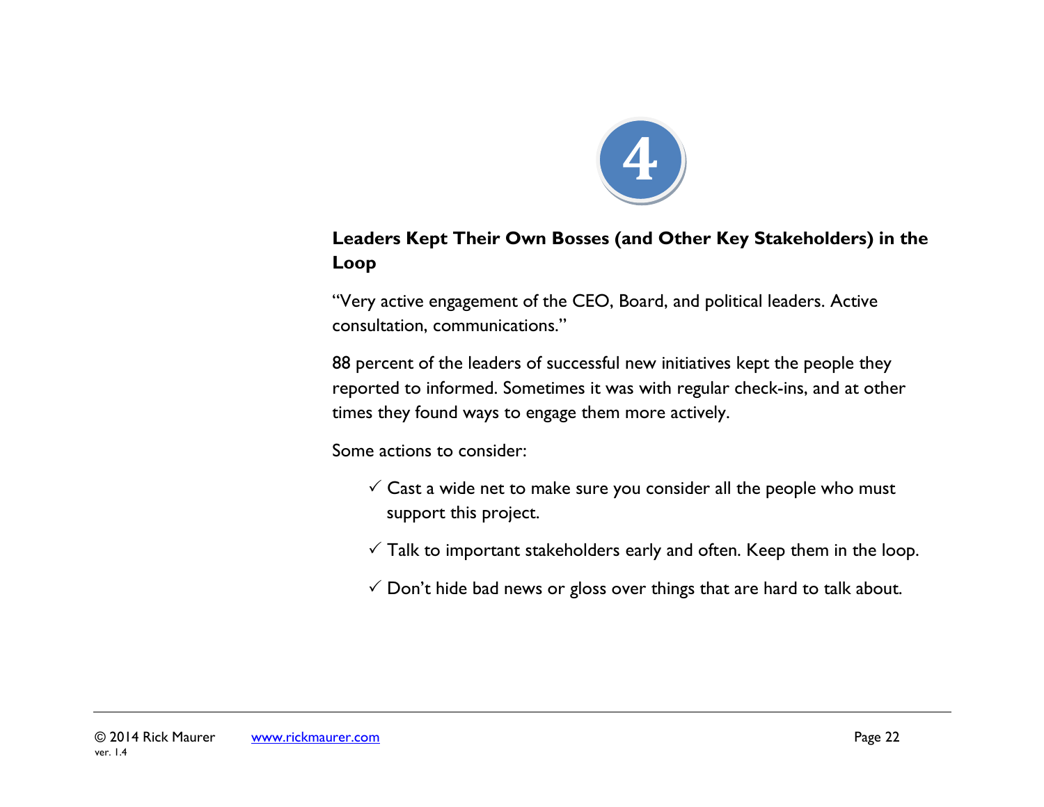4

## Leaders Kept Their Own Bosses (and Other Key Stakeholders) in the Loop

"Very active engagement of the CEO, Board, and political leaders. Active consultation, communications."

88 percent of the leaders of successful new initiatives kept the people they reported to informed. Sometimes it was with regular check-ins, and at other times they found ways to engage them more actively.

Some actions to consider:

- ✓ Cast a wide net to make sure you consider all the people who must support this project.
- ✓ Talk to important stakeholders early and often. Keep them in the loop.
- ✓ Don't hide bad news or gloss over things that are hard to talk about.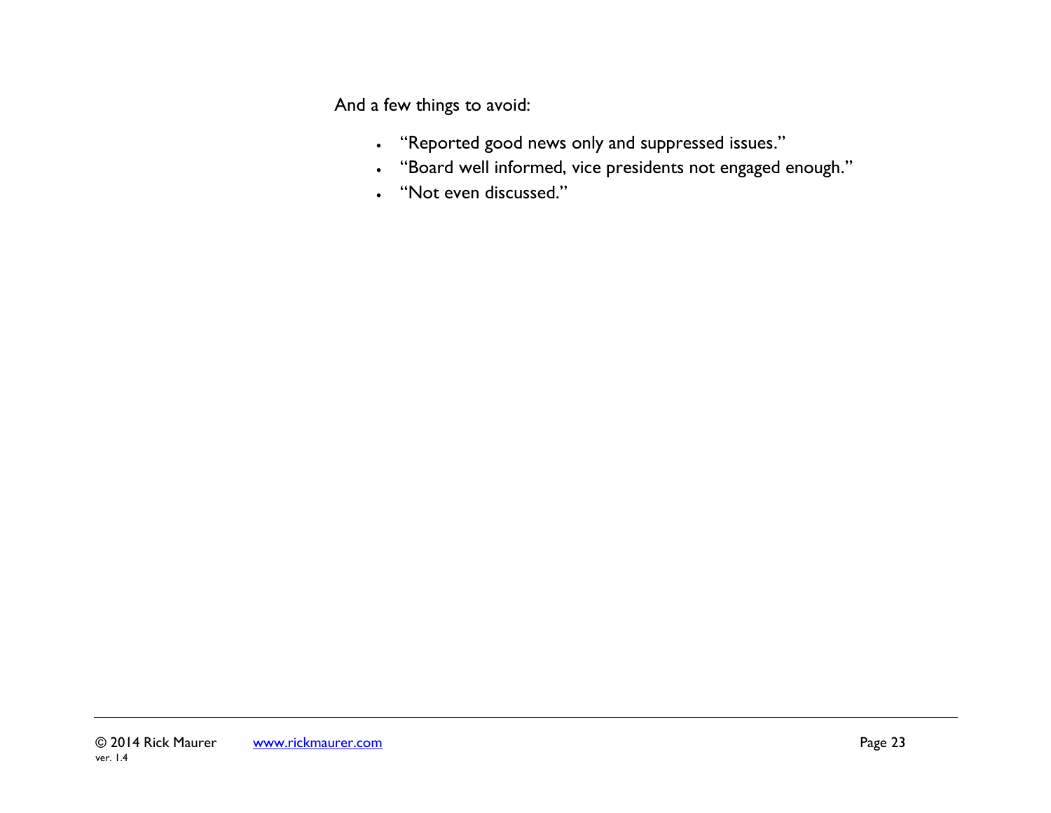And a few things to avoid:

- "Reported good news only and suppressed issues."
- "Board well informed, vice presidents not engaged enough."
- "Not even discussed."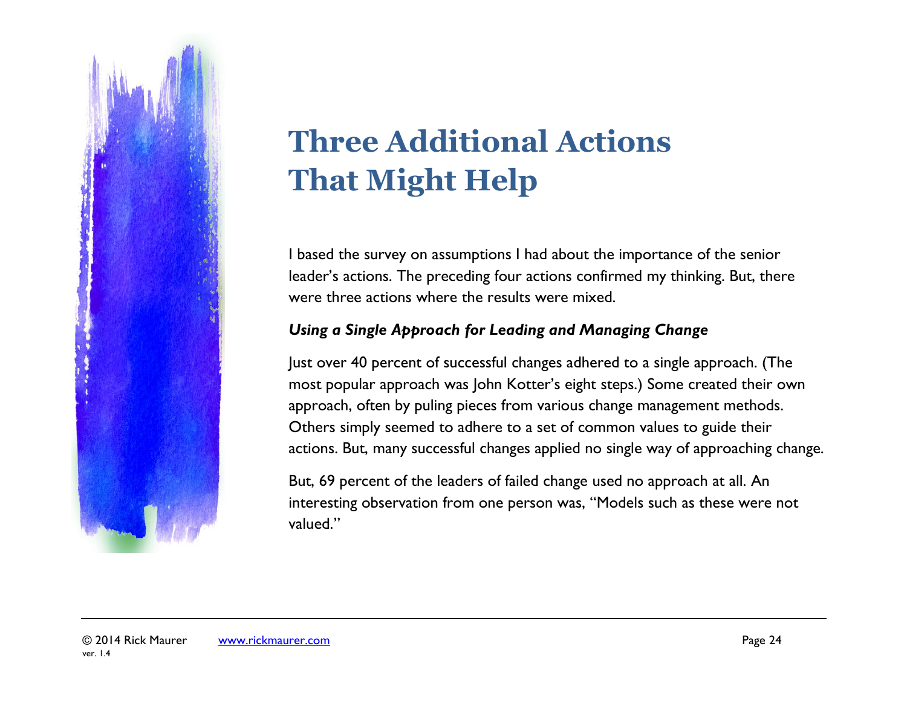# Three Additional Actions That Might Help

I based the survey on assumptions I had about the importance of the senior leader's actions. The preceding four actions confirmed my thinking. But, there were three actions where the results were mixed.

***Using a Single Approach for Leading and Managing Change***

Just over 40 percent of successful changes adhered to a single approach. (The most popular approach was John Kotter's eight steps.) Some created their own approach, often by puling pieces from various change management methods. Others simply seemed to adhere to a set of common values to guide their actions. But, many successful changes applied no single way of approaching change.

But, 69 percent of the leaders of failed change used no approach at all. An interesting observation from one person was, "Models such as these were not valued."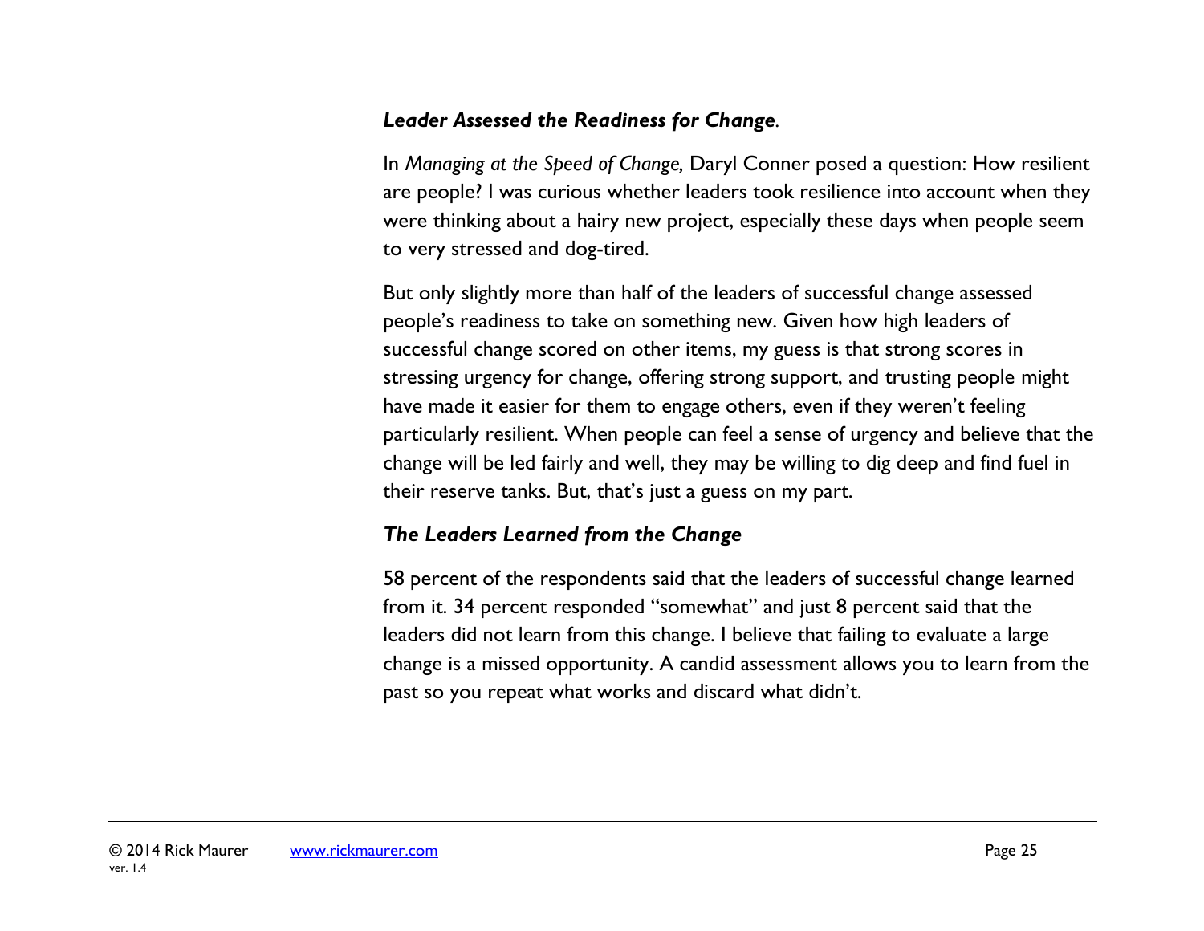***Leader Assessed the Readiness for Change*.**

In *Managing at the Speed of Change,* Daryl Conner posed a question: How resilient are people? I was curious whether leaders took resilience into account when they were thinking about a hairy new project, especially these days when people seem to very stressed and dog-tired.

But only slightly more than half of the leaders of successful change assessed people's readiness to take on something new. Given how high leaders of successful change scored on other items, my guess is that strong scores in stressing urgency for change, offering strong support, and trusting people might have made it easier for them to engage others, even if they weren't feeling particularly resilient. When people can feel a sense of urgency and believe that the change will be led fairly and well, they may be willing to dig deep and find fuel in their reserve tanks. But, that's just a guess on my part.

***The Leaders Learned from the Change***

58 percent of the respondents said that the leaders of successful change learned from it. 34 percent responded "somewhat" and just 8 percent said that the leaders did not learn from this change. I believe that failing to evaluate a large change is a missed opportunity. A candid assessment allows you to learn from the past so you repeat what works and discard what didn't.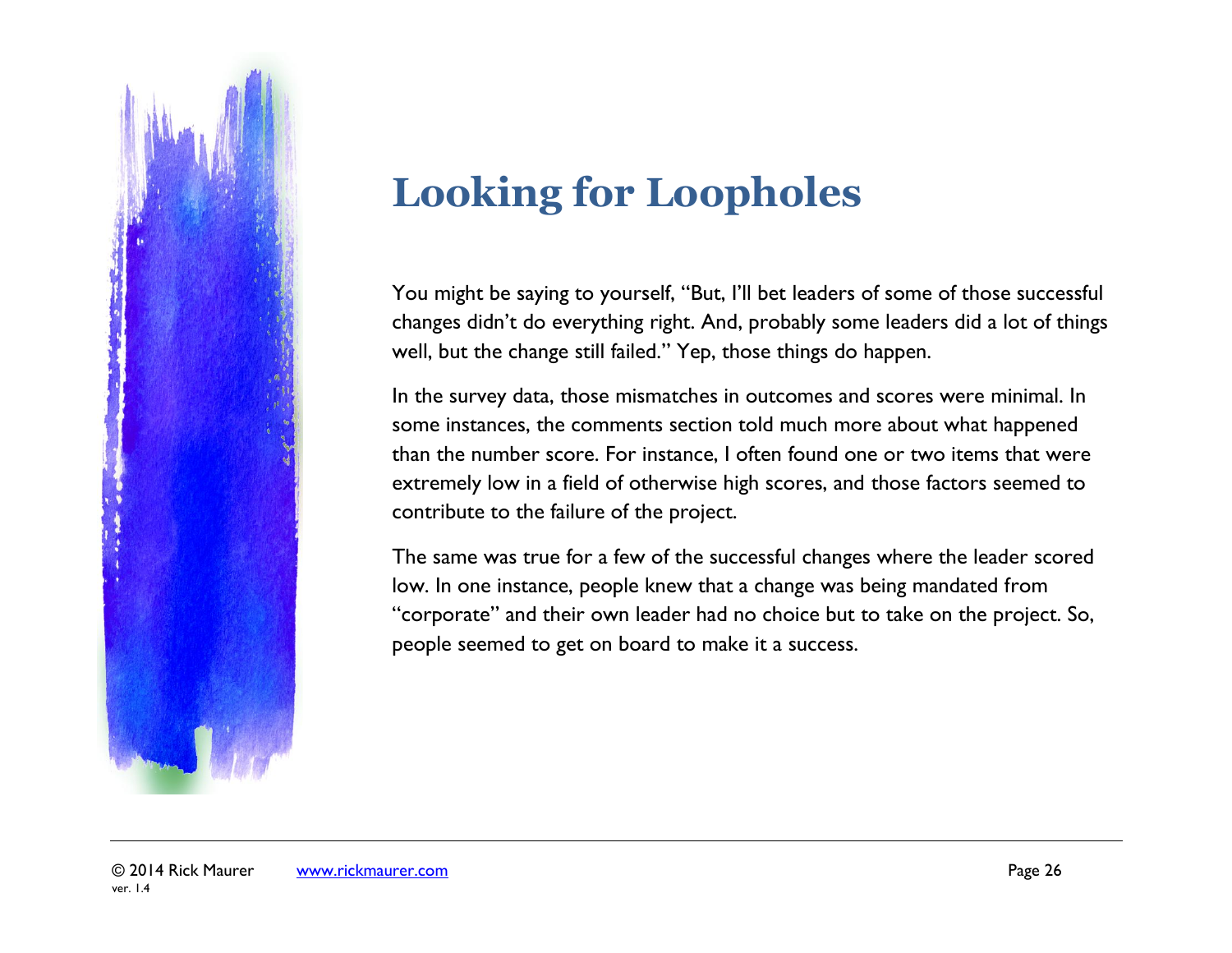# Looking for Loopholes

You might be saying to yourself, "But, I'll bet leaders of some of those successful changes didn't do everything right. And, probably some leaders did a lot of things well, but the change still failed." Yep, those things do happen.

In the survey data, those mismatches in outcomes and scores were minimal. In some instances, the comments section told much more about what happened than the number score. For instance, I often found one or two items that were extremely low in a field of otherwise high scores, and those factors seemed to contribute to the failure of the project.

The same was true for a few of the successful changes where the leader scored low. In one instance, people knew that a change was being mandated from "corporate" and their own leader had no choice but to take on the project. So, people seemed to get on board to make it a success.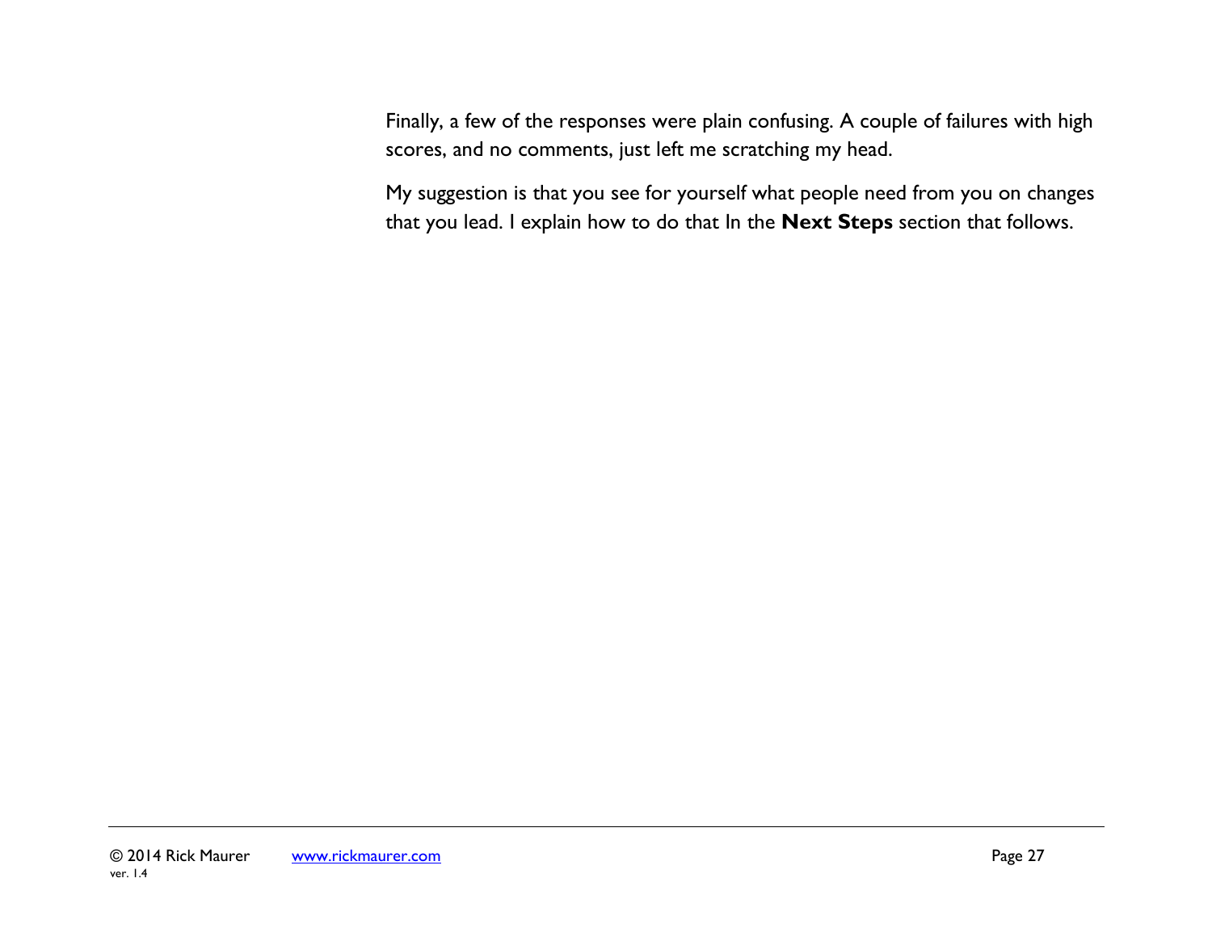Finally, a few of the responses were plain confusing. A couple of failures with high scores, and no comments, just left me scratching my head.

My suggestion is that you see for yourself what people need from you on changes that you lead. I explain how to do that In the **Next Steps** section that follows.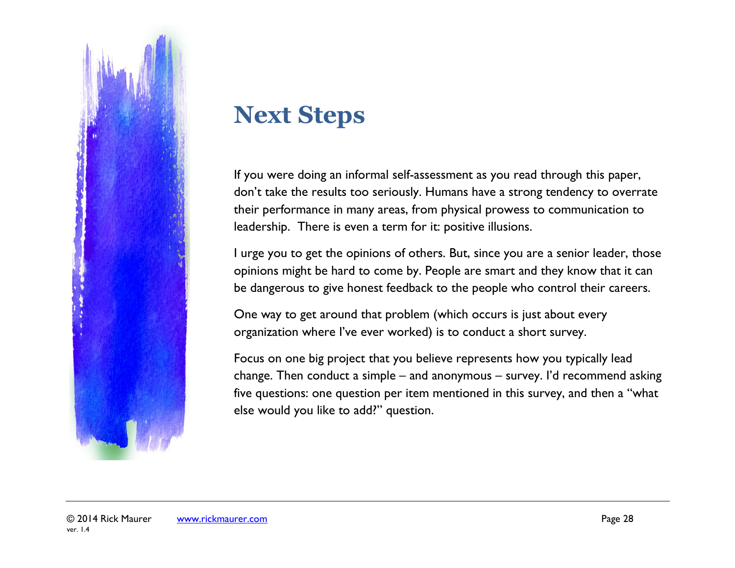# Next Steps

If you were doing an informal self-assessment as you read through this paper, don't take the results too seriously. Humans have a strong tendency to overrate their performance in many areas, from physical prowess to communication to leadership.  There is even a term for it: positive illusions.

I urge you to get the opinions of others. But, since you are a senior leader, those opinions might be hard to come by. People are smart and they know that it can be dangerous to give honest feedback to the people who control their careers.

One way to get around that problem (which occurs is just about every organization where I've ever worked) is to conduct a short survey.

Focus on one big project that you believe represents how you typically lead change. Then conduct a simple – and anonymous – survey. I'd recommend asking five questions: one question per item mentioned in this survey, and then a "what else would you like to add?" question.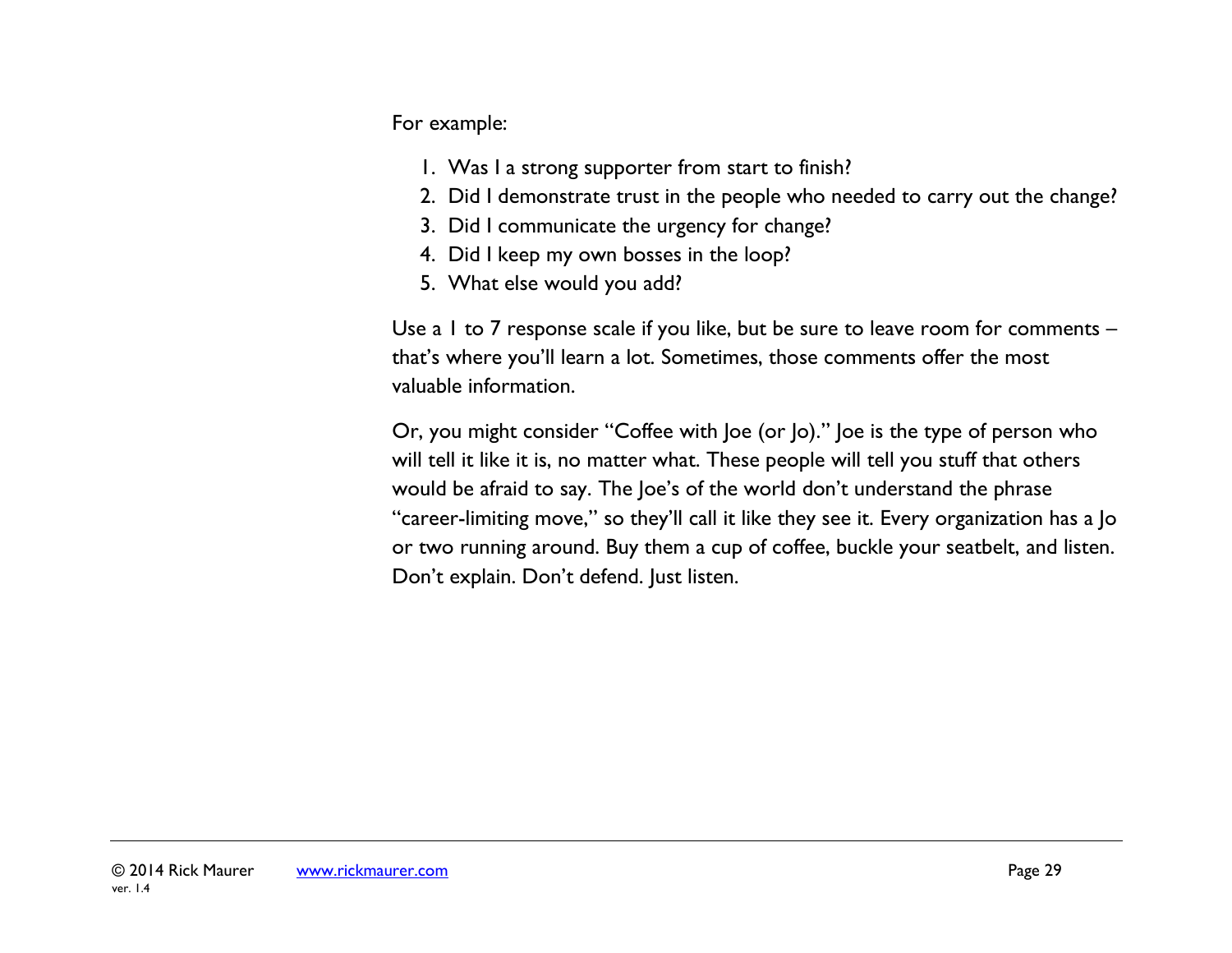For example:

1. Was I a strong supporter from start to finish?
2. Did I demonstrate trust in the people who needed to carry out the change?
3. Did I communicate the urgency for change?
4. Did I keep my own bosses in the loop?
5. What else would you add?

Use a 1 to 7 response scale if you like, but be sure to leave room for comments – that's where you'll learn a lot. Sometimes, those comments offer the most valuable information.

Or, you might consider "Coffee with Joe (or Jo)." Joe is the type of person who will tell it like it is, no matter what. These people will tell you stuff that others would be afraid to say. The Joe's of the world don't understand the phrase "career-limiting move," so they'll call it like they see it. Every organization has a Jo or two running around. Buy them a cup of coffee, buckle your seatbelt, and listen. Don't explain. Don't defend. Just listen.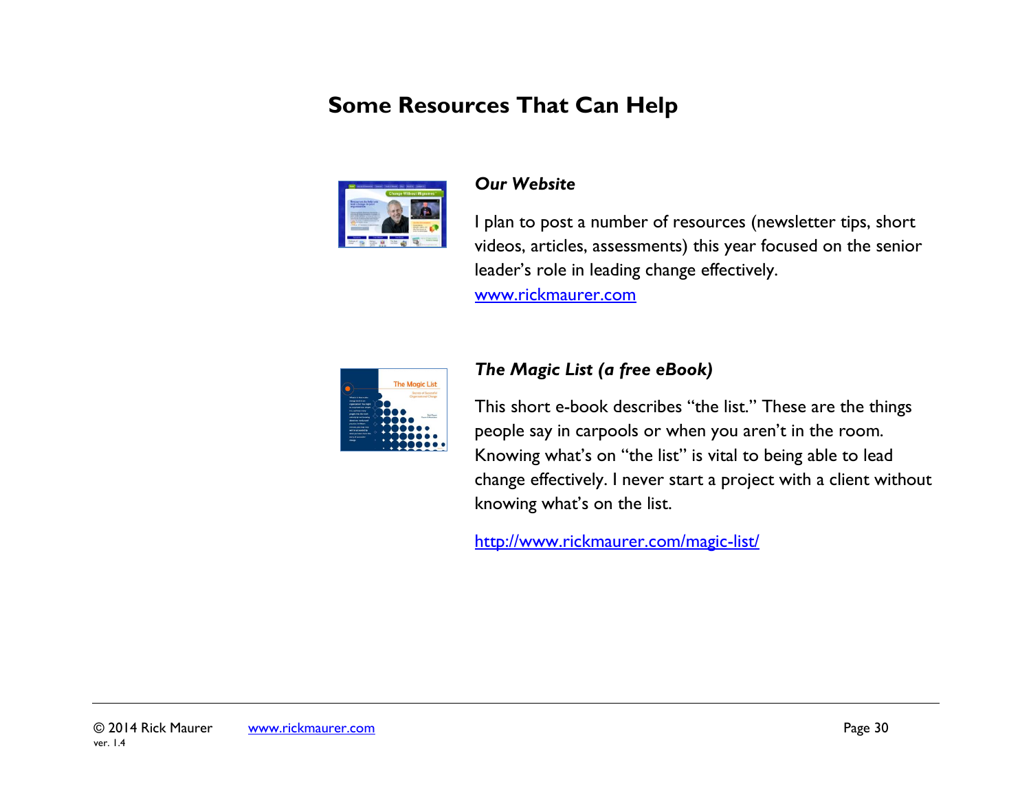# Some Resources That Can Help

### *Our Website*

I plan to post a number of resources (newsletter tips, short videos, articles, assessments) this year focused on the senior leader's role in leading change effectively.
www.rickmaurer.com

### *The Magic List (a free eBook)*

This short e-book describes "the list." These are the things people say in carpools or when you aren't in the room. Knowing what's on "the list" is vital to being able to lead change effectively. I never start a project with a client without knowing what's on the list.

http://www.rickmaurer.com/magic-list/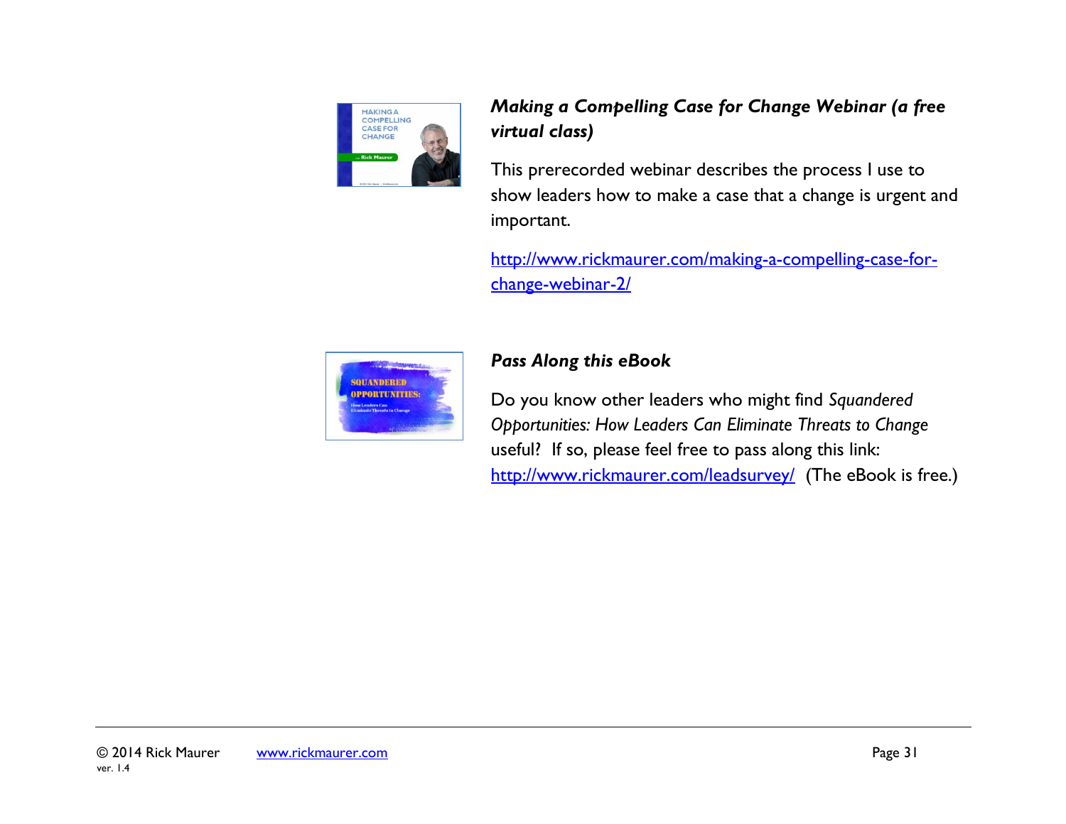***Making a Compelling Case for Change Webinar (a free virtual class)***

This prerecorded webinar describes the process I use to show leaders how to make a case that a change is urgent and important.

http://www.rickmaurer.com/making-a-compelling-case-for-change-webinar-2/

***Pass Along this eBook***

Do you know other leaders who might find *Squandered Opportunities: How Leaders Can Eliminate Threats to Change* useful? If so, please feel free to pass along this link: http://www.rickmaurer.com/leadsurvey/ (The eBook is free.)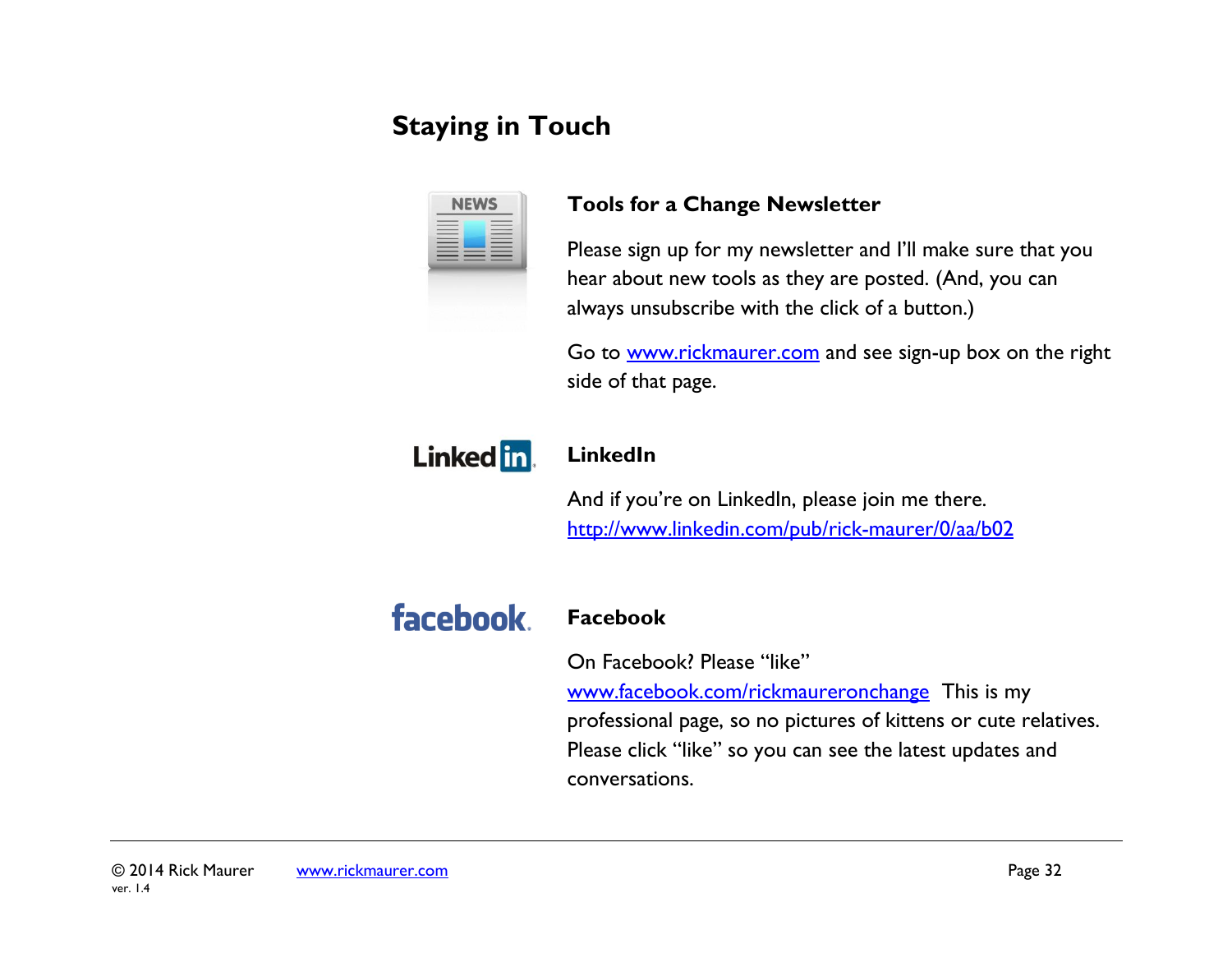# Staying in Touch

## Tools for a Change Newsletter

Please sign up for my newsletter and I'll make sure that you hear about new tools as they are posted. (And, you can always unsubscribe with the click of a button.)

Go to www.rickmaurer.com and see sign-up box on the right side of that page.

## LinkedIn

And if you're on LinkedIn, please join me there.
http://www.linkedin.com/pub/rick-maurer/0/aa/b02

## Facebook

On Facebook? Please "like" www.facebook.com/rickmaureronchange This is my professional page, so no pictures of kittens or cute relatives. Please click "like" so you can see the latest updates and conversations.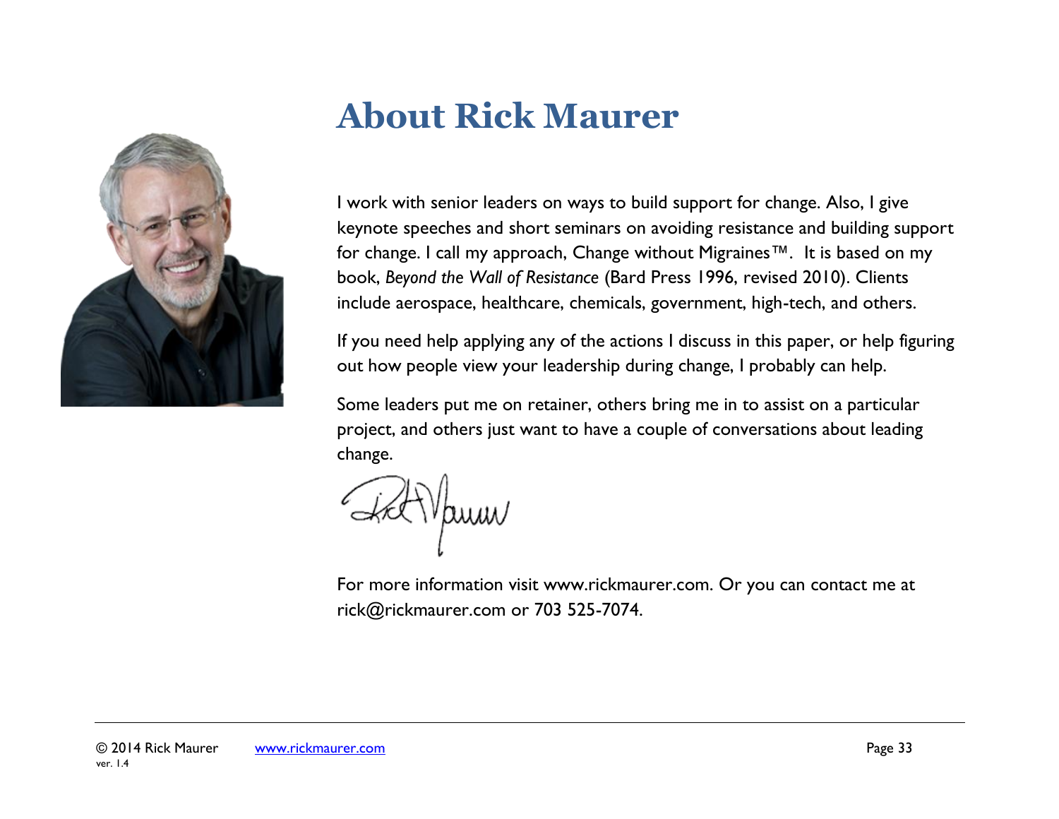# About Rick Maurer

I work with senior leaders on ways to build support for change. Also, I give keynote speeches and short seminars on avoiding resistance and building support for change. I call my approach, Change without Migraines™. It is based on my book, *Beyond the Wall of Resistance* (Bard Press 1996, revised 2010). Clients include aerospace, healthcare, chemicals, government, high-tech, and others.

If you need help applying any of the actions I discuss in this paper, or help figuring out how people view your leadership during change, I probably can help.

Some leaders put me on retainer, others bring me in to assist on a particular project, and others just want to have a couple of conversations about leading change.

For more information visit www.rickmaurer.com. Or you can contact me at rick@rickmaurer.com or 703 525-7074.